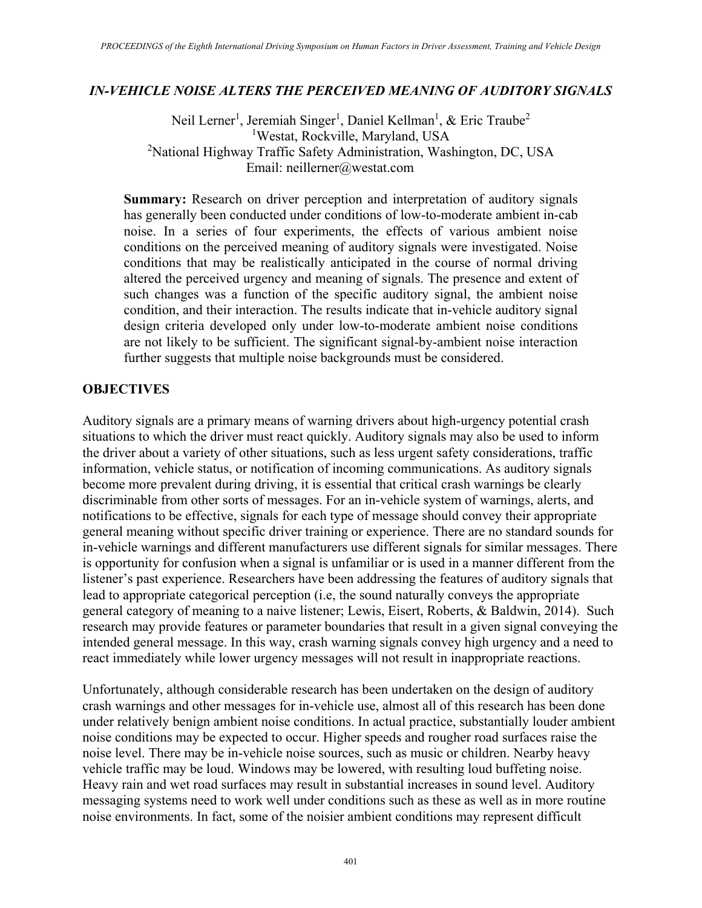# IN-VEHICLE NOISE ALTERS THE PERCEIVED MEANING OF AUDITORY SIGNALS

Neil Lerner[1], Jeremiah Singer[1], Daniel Kellman[1], & Eric Traube[2]
[1]Westat, Rockville, Maryland, USA
[2]National Highway Traffic Safety Administration, Washington, DC, USA
Email: neillerner@westat.com

**Summary:** Research on driver perception and interpretation of auditory signals has generally been conducted under conditions of low-to-moderate ambient in-cab noise. In a series of four experiments, the effects of various ambient noise conditions on the perceived meaning of auditory signals were investigated. Noise conditions that may be realistically anticipated in the course of normal driving altered the perceived urgency and meaning of signals. The presence and extent of such changes was a function of the specific auditory signal, the ambient noise condition, and their interaction. The results indicate that in-vehicle auditory signal design criteria developed only under low-to-moderate ambient noise conditions are not likely to be sufficient. The significant signal-by-ambient noise interaction further suggests that multiple noise backgrounds must be considered.

## OBJECTIVES

Auditory signals are a primary means of warning drivers about high-urgency potential crash situations to which the driver must react quickly. Auditory signals may also be used to inform the driver about a variety of other situations, such as less urgent safety considerations, traffic information, vehicle status, or notification of incoming communications. As auditory signals become more prevalent during driving, it is essential that critical crash warnings be clearly discriminable from other sorts of messages. For an in-vehicle system of warnings, alerts, and notifications to be effective, signals for each type of message should convey their appropriate general meaning without specific driver training or experience. There are no standard sounds for in-vehicle warnings and different manufacturers use different signals for similar messages. There is opportunity for confusion when a signal is unfamiliar or is used in a manner different from the listener's past experience. Researchers have been addressing the features of auditory signals that lead to appropriate categorical perception (i.e, the sound naturally conveys the appropriate general category of meaning to a naive listener; Lewis, Eisert, Roberts, & Baldwin, 2014). Such research may provide features or parameter boundaries that result in a given signal conveying the intended general message. In this way, crash warning signals convey high urgency and a need to react immediately while lower urgency messages will not result in inappropriate reactions.

Unfortunately, although considerable research has been undertaken on the design of auditory crash warnings and other messages for in-vehicle use, almost all of this research has been done under relatively benign ambient noise conditions. In actual practice, substantially louder ambient noise conditions may be expected to occur. Higher speeds and rougher road surfaces raise the noise level. There may be in-vehicle noise sources, such as music or children. Nearby heavy vehicle traffic may be loud. Windows may be lowered, with resulting loud buffeting noise. Heavy rain and wet road surfaces may result in substantial increases in sound level. Auditory messaging systems need to work well under conditions such as these as well as in more routine noise environments. In fact, some of the noisier ambient conditions may represent difficult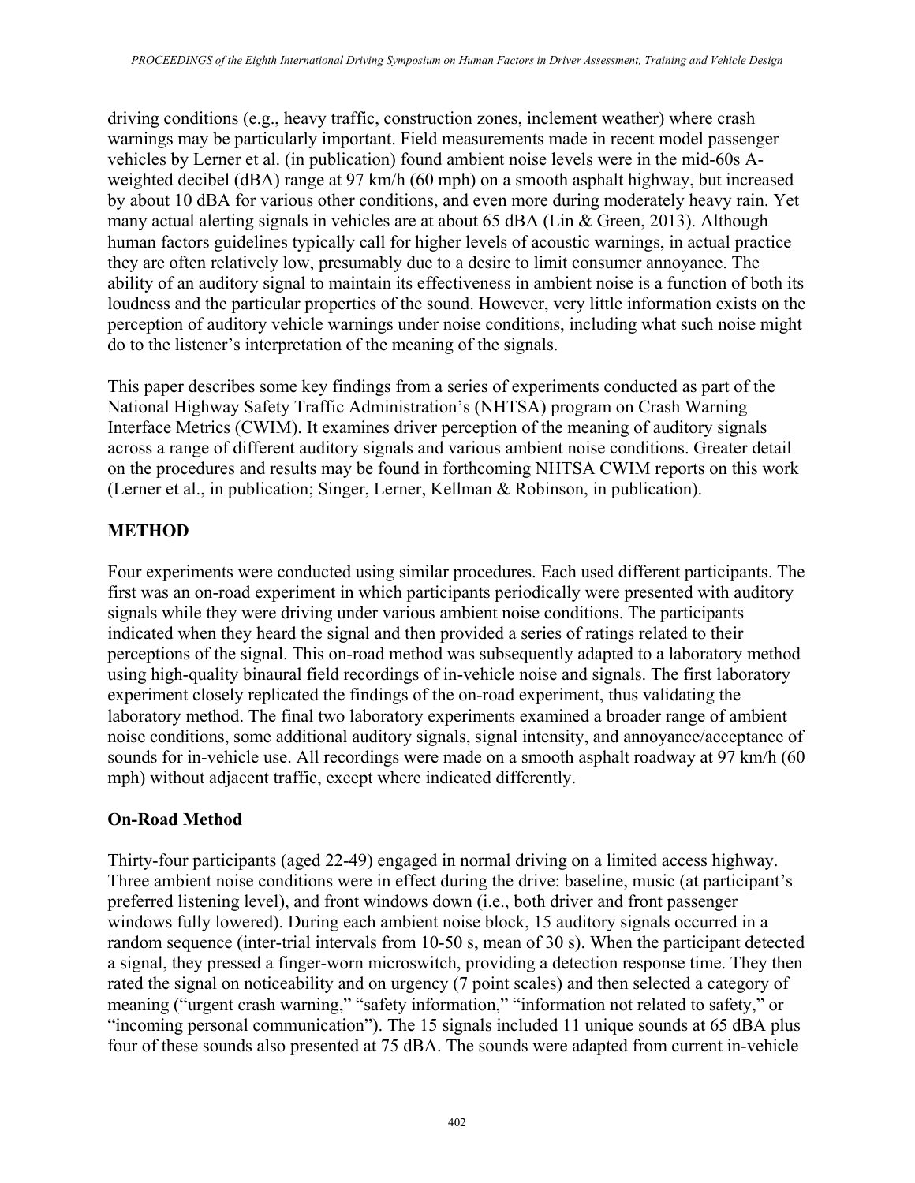driving conditions (e.g., heavy traffic, construction zones, inclement weather) where crash warnings may be particularly important. Field measurements made in recent model passenger vehicles by Lerner et al. (in publication) found ambient noise levels were in the mid-60s A-weighted decibel (dBA) range at 97 km/h (60 mph) on a smooth asphalt highway, but increased by about 10 dBA for various other conditions, and even more during moderately heavy rain. Yet many actual alerting signals in vehicles are at about 65 dBA (Lin & Green, 2013). Although human factors guidelines typically call for higher levels of acoustic warnings, in actual practice they are often relatively low, presumably due to a desire to limit consumer annoyance. The ability of an auditory signal to maintain its effectiveness in ambient noise is a function of both its loudness and the particular properties of the sound. However, very little information exists on the perception of auditory vehicle warnings under noise conditions, including what such noise might do to the listener's interpretation of the meaning of the signals.

This paper describes some key findings from a series of experiments conducted as part of the National Highway Safety Traffic Administration's (NHTSA) program on Crash Warning Interface Metrics (CWIM). It examines driver perception of the meaning of auditory signals across a range of different auditory signals and various ambient noise conditions. Greater detail on the procedures and results may be found in forthcoming NHTSA CWIM reports on this work (Lerner et al., in publication; Singer, Lerner, Kellman & Robinson, in publication).

## METHOD

Four experiments were conducted using similar procedures. Each used different participants. The first was an on-road experiment in which participants periodically were presented with auditory signals while they were driving under various ambient noise conditions. The participants indicated when they heard the signal and then provided a series of ratings related to their perceptions of the signal. This on-road method was subsequently adapted to a laboratory method using high-quality binaural field recordings of in-vehicle noise and signals. The first laboratory experiment closely replicated the findings of the on-road experiment, thus validating the laboratory method. The final two laboratory experiments examined a broader range of ambient noise conditions, some additional auditory signals, signal intensity, and annoyance/acceptance of sounds for in-vehicle use. All recordings were made on a smooth asphalt roadway at 97 km/h (60 mph) without adjacent traffic, except where indicated differently.

### On-Road Method

Thirty-four participants (aged 22-49) engaged in normal driving on a limited access highway. Three ambient noise conditions were in effect during the drive: baseline, music (at participant's preferred listening level), and front windows down (i.e., both driver and front passenger windows fully lowered). During each ambient noise block, 15 auditory signals occurred in a random sequence (inter-trial intervals from 10-50 s, mean of 30 s). When the participant detected a signal, they pressed a finger-worn microswitch, providing a detection response time. They then rated the signal on noticeability and on urgency (7 point scales) and then selected a category of meaning ("urgent crash warning," "safety information," "information not related to safety," or "incoming personal communication"). The 15 signals included 11 unique sounds at 65 dBA plus four of these sounds also presented at 75 dBA. The sounds were adapted from current in-vehicle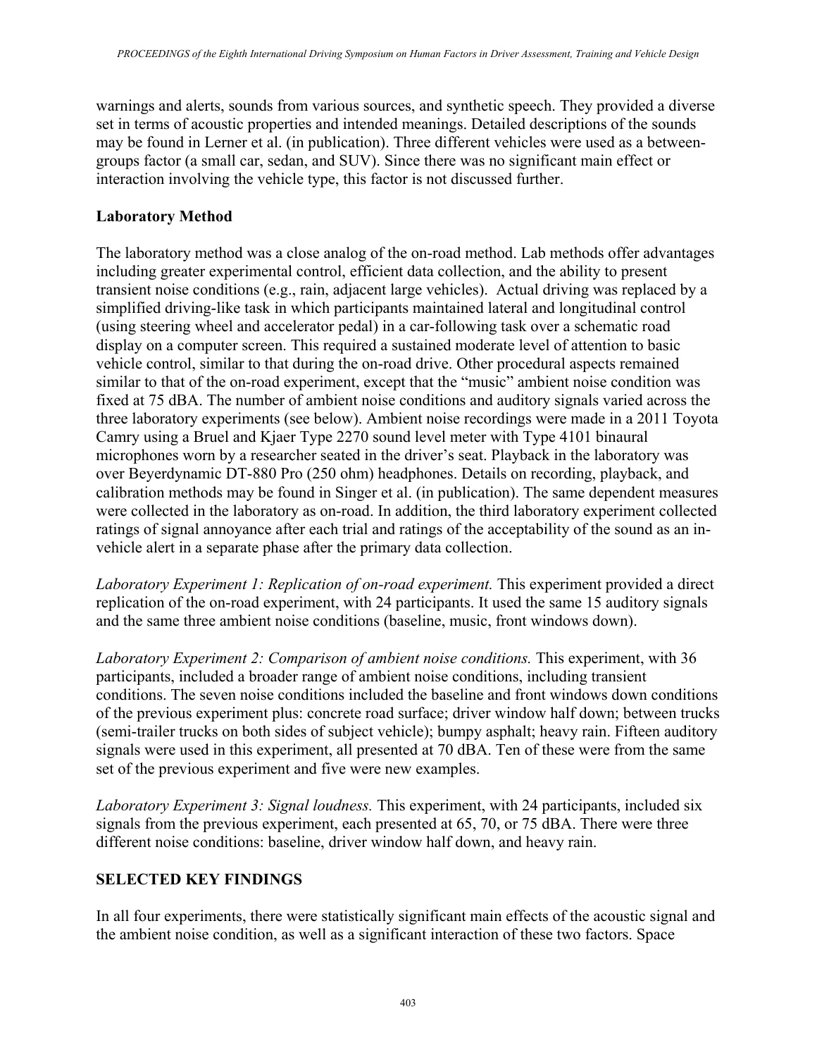warnings and alerts, sounds from various sources, and synthetic speech. They provided a diverse set in terms of acoustic properties and intended meanings. Detailed descriptions of the sounds may be found in Lerner et al. (in publication). Three different vehicles were used as a between-groups factor (a small car, sedan, and SUV). Since there was no significant main effect or interaction involving the vehicle type, this factor is not discussed further.

**Laboratory Method**

The laboratory method was a close analog of the on-road method. Lab methods offer advantages including greater experimental control, efficient data collection, and the ability to present transient noise conditions (e.g., rain, adjacent large vehicles). Actual driving was replaced by a simplified driving-like task in which participants maintained lateral and longitudinal control (using steering wheel and accelerator pedal) in a car-following task over a schematic road display on a computer screen. This required a sustained moderate level of attention to basic vehicle control, similar to that during the on-road drive. Other procedural aspects remained similar to that of the on-road experiment, except that the "music" ambient noise condition was fixed at 75 dBA. The number of ambient noise conditions and auditory signals varied across the three laboratory experiments (see below). Ambient noise recordings were made in a 2011 Toyota Camry using a Bruel and Kjaer Type 2270 sound level meter with Type 4101 binaural microphones worn by a researcher seated in the driver's seat. Playback in the laboratory was over Beyerdynamic DT-880 Pro (250 ohm) headphones. Details on recording, playback, and calibration methods may be found in Singer et al. (in publication). The same dependent measures were collected in the laboratory as on-road. In addition, the third laboratory experiment collected ratings of signal annoyance after each trial and ratings of the acceptability of the sound as an in-vehicle alert in a separate phase after the primary data collection.

*Laboratory Experiment 1: Replication of on-road experiment.* This experiment provided a direct replication of the on-road experiment, with 24 participants. It used the same 15 auditory signals and the same three ambient noise conditions (baseline, music, front windows down).

*Laboratory Experiment 2: Comparison of ambient noise conditions.* This experiment, with 36 participants, included a broader range of ambient noise conditions, including transient conditions. The seven noise conditions included the baseline and front windows down conditions of the previous experiment plus: concrete road surface; driver window half down; between trucks (semi-trailer trucks on both sides of subject vehicle); bumpy asphalt; heavy rain. Fifteen auditory signals were used in this experiment, all presented at 70 dBA. Ten of these were from the same set of the previous experiment and five were new examples.

*Laboratory Experiment 3: Signal loudness.* This experiment, with 24 participants, included six signals from the previous experiment, each presented at 65, 70, or 75 dBA. There were three different noise conditions: baseline, driver window half down, and heavy rain.

## SELECTED KEY FINDINGS

In all four experiments, there were statistically significant main effects of the acoustic signal and the ambient noise condition, as well as a significant interaction of these two factors. Space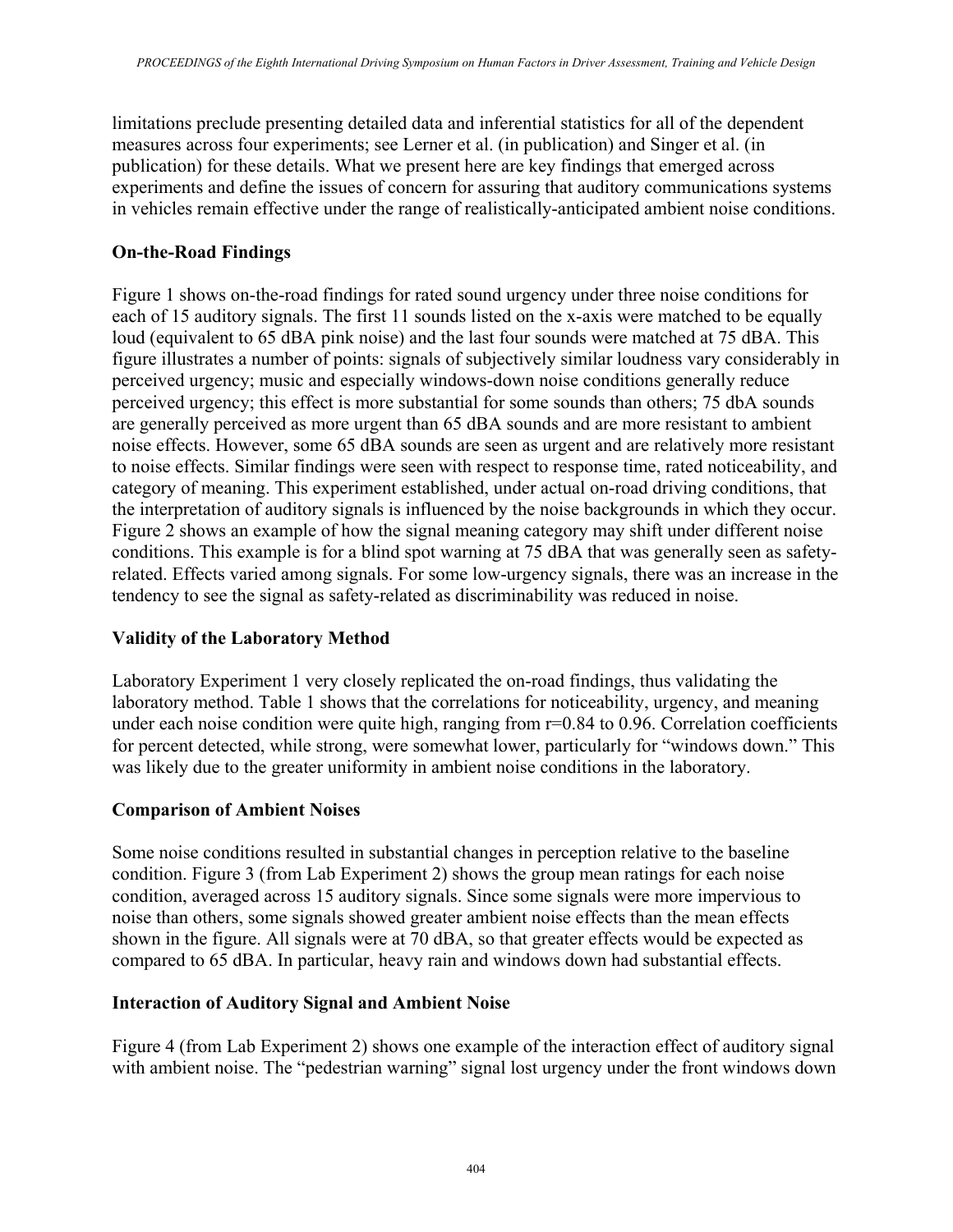limitations preclude presenting detailed data and inferential statistics for all of the dependent measures across four experiments; see Lerner et al. (in publication) and Singer et al. (in publication) for these details. What we present here are key findings that emerged across experiments and define the issues of concern for assuring that auditory communications systems in vehicles remain effective under the range of realistically-anticipated ambient noise conditions.

## On-the-Road Findings

Figure 1 shows on-the-road findings for rated sound urgency under three noise conditions for each of 15 auditory signals. The first 11 sounds listed on the x-axis were matched to be equally loud (equivalent to 65 dBA pink noise) and the last four sounds were matched at 75 dBA. This figure illustrates a number of points: signals of subjectively similar loudness vary considerably in perceived urgency; music and especially windows-down noise conditions generally reduce perceived urgency; this effect is more substantial for some sounds than others; 75 dbA sounds are generally perceived as more urgent than 65 dBA sounds and are more resistant to ambient noise effects. However, some 65 dBA sounds are seen as urgent and are relatively more resistant to noise effects. Similar findings were seen with respect to response time, rated noticeability, and category of meaning. This experiment established, under actual on-road driving conditions, that the interpretation of auditory signals is influenced by the noise backgrounds in which they occur. Figure 2 shows an example of how the signal meaning category may shift under different noise conditions. This example is for a blind spot warning at 75 dBA that was generally seen as safety-related. Effects varied among signals. For some low-urgency signals, there was an increase in the tendency to see the signal as safety-related as discriminability was reduced in noise.

## Validity of the Laboratory Method

Laboratory Experiment 1 very closely replicated the on-road findings, thus validating the laboratory method. Table 1 shows that the correlations for noticeability, urgency, and meaning under each noise condition were quite high, ranging from $r=0.84$ to 0.96. Correlation coefficients for percent detected, while strong, were somewhat lower, particularly for "windows down." This was likely due to the greater uniformity in ambient noise conditions in the laboratory.

## Comparison of Ambient Noises

Some noise conditions resulted in substantial changes in perception relative to the baseline condition. Figure 3 (from Lab Experiment 2) shows the group mean ratings for each noise condition, averaged across 15 auditory signals. Since some signals were more impervious to noise than others, some signals showed greater ambient noise effects than the mean effects shown in the figure. All signals were at 70 dBA, so that greater effects would be expected as compared to 65 dBA. In particular, heavy rain and windows down had substantial effects.

## Interaction of Auditory Signal and Ambient Noise

Figure 4 (from Lab Experiment 2) shows one example of the interaction effect of auditory signal with ambient noise. The "pedestrian warning" signal lost urgency under the front windows down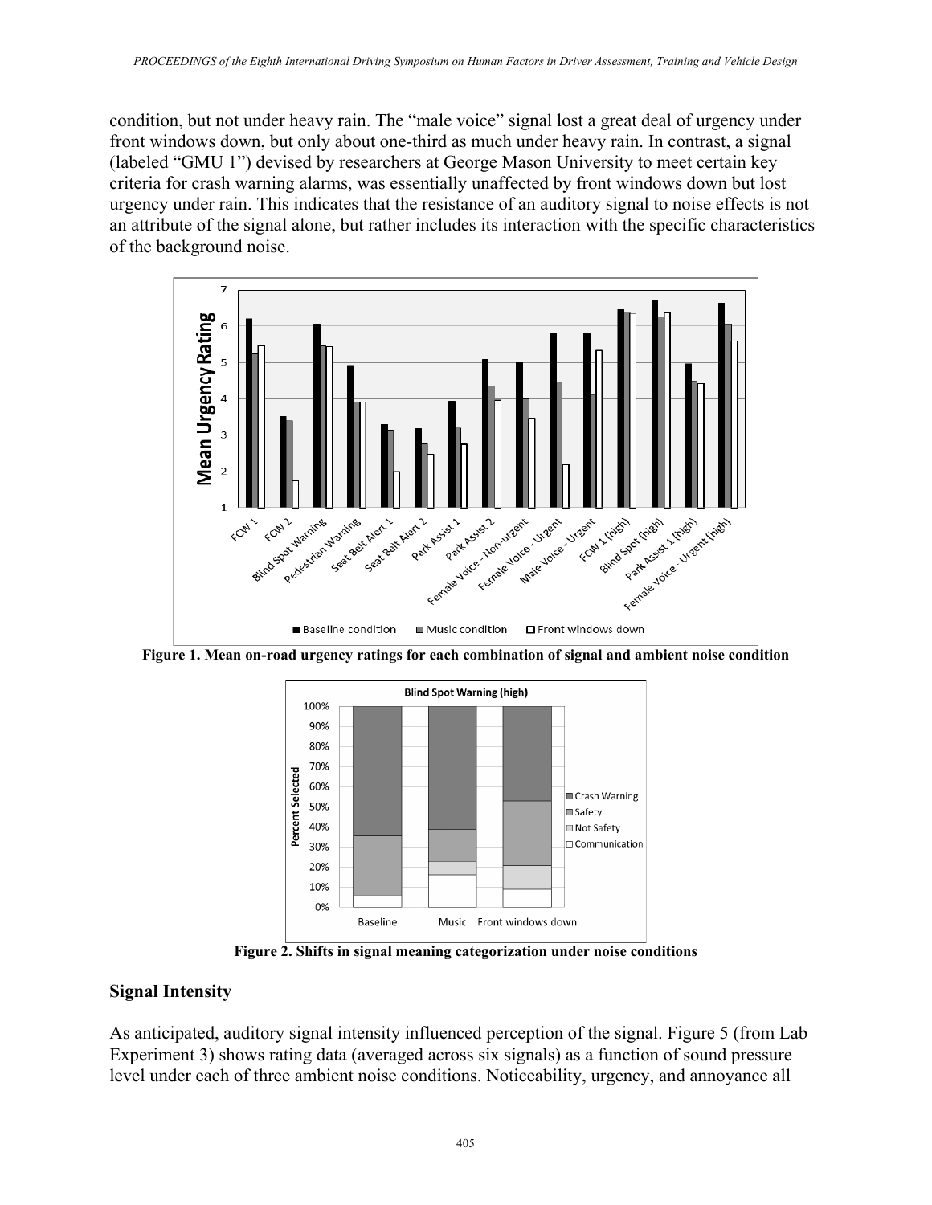condition, but not under heavy rain. The "male voice" signal lost a great deal of urgency under front windows down, but only about one-third as much under heavy rain. In contrast, a signal (labeled "GMU 1") devised by researchers at George Mason University to meet certain key criteria for crash warning alarms, was essentially unaffected by front windows down but lost urgency under rain. This indicates that the resistance of an auditory signal to noise effects is not an attribute of the signal alone, but rather includes its interaction with the specific characteristics of the background noise.

**Figure 1. Mean on-road urgency ratings for each combination of signal and ambient noise condition**

**Figure 2. Shifts in signal meaning categorization under noise conditions**

## Signal Intensity

As anticipated, auditory signal intensity influenced perception of the signal. Figure 5 (from Lab Experiment 3) shows rating data (averaged across six signals) as a function of sound pressure level under each of three ambient noise conditions. Noticeability, urgency, and annoyance all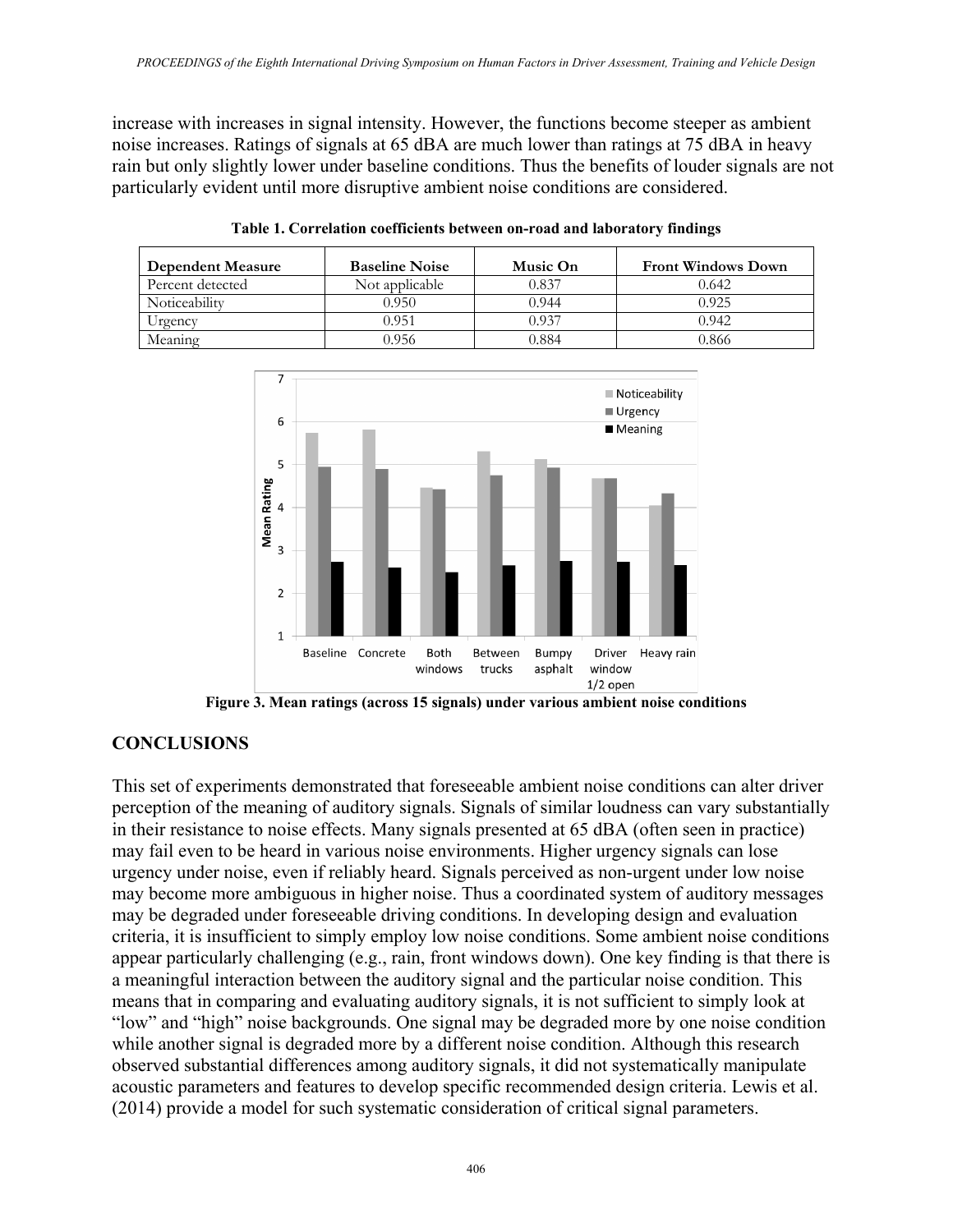increase with increases in signal intensity. However, the functions become steeper as ambient noise increases. Ratings of signals at 65 dBA are much lower than ratings at 75 dBA in heavy rain but only slightly lower under baseline conditions. Thus the benefits of louder signals are not particularly evident until more disruptive ambient noise conditions are considered.

**Table 1. Correlation coefficients between on-road and laboratory findings**

| Dependent Measure | Baseline Noise | Music On | Front Windows Down |
|---|---|---|---|
| Percent detected | Not applicable | 0.837 | 0.642 |
| Noticeability | 0.950 | 0.944 | 0.925 |
| Urgency | 0.951 | 0.937 | 0.942 |
| Meaning | 0.956 | 0.884 | 0.866 |

**Figure 3. Mean ratings (across 15 signals) under various ambient noise conditions**

## CONCLUSIONS

This set of experiments demonstrated that foreseeable ambient noise conditions can alter driver perception of the meaning of auditory signals. Signals of similar loudness can vary substantially in their resistance to noise effects. Many signals presented at 65 dBA (often seen in practice) may fail even to be heard in various noise environments. Higher urgency signals can lose urgency under noise, even if reliably heard. Signals perceived as non-urgent under low noise may become more ambiguous in higher noise. Thus a coordinated system of auditory messages may be degraded under foreseeable driving conditions. In developing design and evaluation criteria, it is insufficient to simply employ low noise conditions. Some ambient noise conditions appear particularly challenging (e.g., rain, front windows down). One key finding is that there is a meaningful interaction between the auditory signal and the particular noise condition. This means that in comparing and evaluating auditory signals, it is not sufficient to simply look at "low" and "high" noise backgrounds. One signal may be degraded more by one noise condition while another signal is degraded more by a different noise condition. Although this research observed substantial differences among auditory signals, it did not systematically manipulate acoustic parameters and features to develop specific recommended design criteria. Lewis et al. (2014) provide a model for such systematic consideration of critical signal parameters.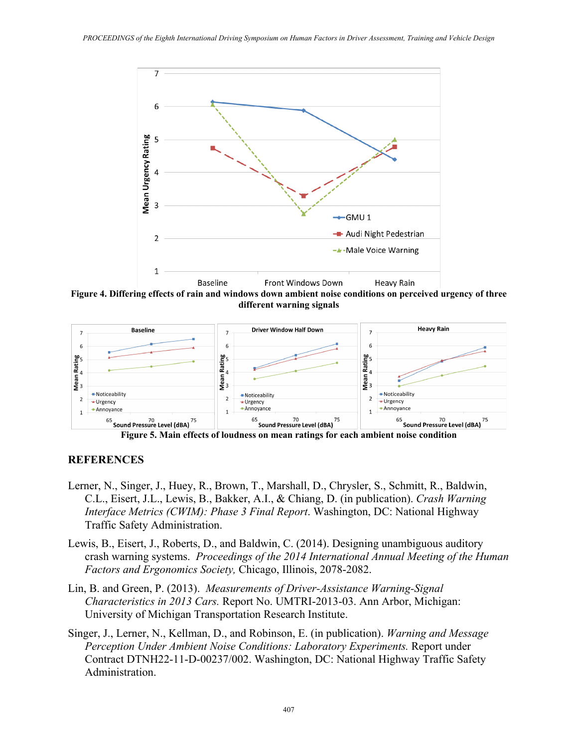7
6
5
4
3
2
1
Mean Urgency Rating
Baseline
Front Windows Down
Heavy Rain
GMU 1
Audi Night Pedestrian
Male Voice Warning

**Figure 4. Differing effects of rain and windows down ambient noise conditions on perceived urgency of three different warning signals**

Baseline
Driver Window Half Down
Heavy Rain
Mean Rating
Sound Pressure Level (dBA)
65
70
75
Noticeability
Urgency
Annoyance

**Figure 5. Main effects of loudness on mean ratings for each ambient noise condition**

## REFERENCES

Lerner, N., Singer, J., Huey, R., Brown, T., Marshall, D., Chrysler, S., Schmitt, R., Baldwin, C.L., Eisert, J.L., Lewis, B., Bakker, A.I., & Chiang, D. (in publication). *Crash Warning Interface Metrics (CWIM): Phase 3 Final Report*. Washington, DC: National Highway Traffic Safety Administration.

Lewis, B., Eisert, J., Roberts, D., and Baldwin, C. (2014). Designing unambiguous auditory crash warning systems. *Proceedings of the 2014 International Annual Meeting of the Human Factors and Ergonomics Society,* Chicago, Illinois, 2078-2082.

Lin, B. and Green, P. (2013). *Measurements of Driver-Assistance Warning-Signal Characteristics in 2013 Cars.* Report No. UMTRI-2013-03. Ann Arbor, Michigan: University of Michigan Transportation Research Institute.

Singer, J., Lerner, N., Kellman, D., and Robinson, E. (in publication). *Warning and Message Perception Under Ambient Noise Conditions: Laboratory Experiments.* Report under Contract DTNH22-11-D-00237/002. Washington, DC: National Highway Traffic Safety Administration.